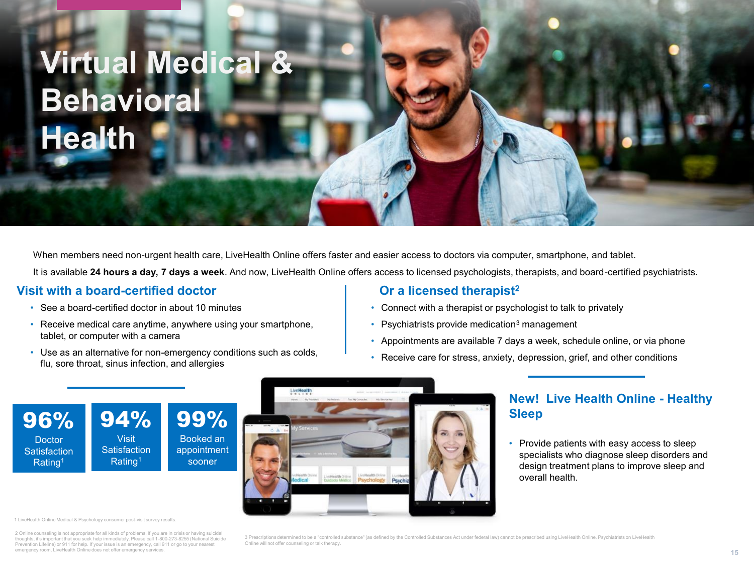# Virtual Medical & Behavioral Health

When members need non-urgent health care, LiveHealth Online offers faster and easier access to doctors via computer, smartphone, and tablet.

It is available **24 hours a day, 7 days a week**. And now, LiveHealth Online offers access to licensed psychologists, therapists, and board-certified psychiatrists.

## Visit with a board-certified doctor

- See a board-certified doctor in about 10 minutes
- Receive medical care anytime, anywhere using your smartphone, tablet, or computer with a camera
- Use as an alternative for non-emergency conditions such as colds, flu, sore throat, sinus infection, and allergies

## Or a licensed therapist[2]

- Connect with a therapist or psychologist to talk to privately
- Psychiatrists provide medication[3] management
- Appointments are available 7 days a week, schedule online, or via phone
- Receive care for stress, anxiety, depression, grief, and other conditions

**96%** Doctor Satisfaction Rating[1]

**94%** Visit Satisfaction Rating[1]

**99%** Booked an appointment sooner

## New! Live Health Online - Healthy Sleep

- Provide patients with easy access to sleep specialists who diagnose sleep disorders and design treatment plans to improve sleep and overall health.

1 LiveHealth Online Medical & Psychology consumer post-visit survey results.

2 Online counseling is not appropriate for all kinds of problems. If you are in crisis or having suicidal thoughts, it's important that you seek help immediately. Please call 1-800-273-8255 (National Suicide Prevention Lifeline) or 911 for help. If your issue is an emergency, call 911 or go to your nearest emergency room. LiveHealth Online does not offer emergency services.

3 Prescriptions determined to be a "controlled substance" (as defined by the Controlled Substances Act under federal law) cannot be prescribed using LiveHealth Online. Psychiatrists on LiveHealth Online will not offer counseling or talk therapy.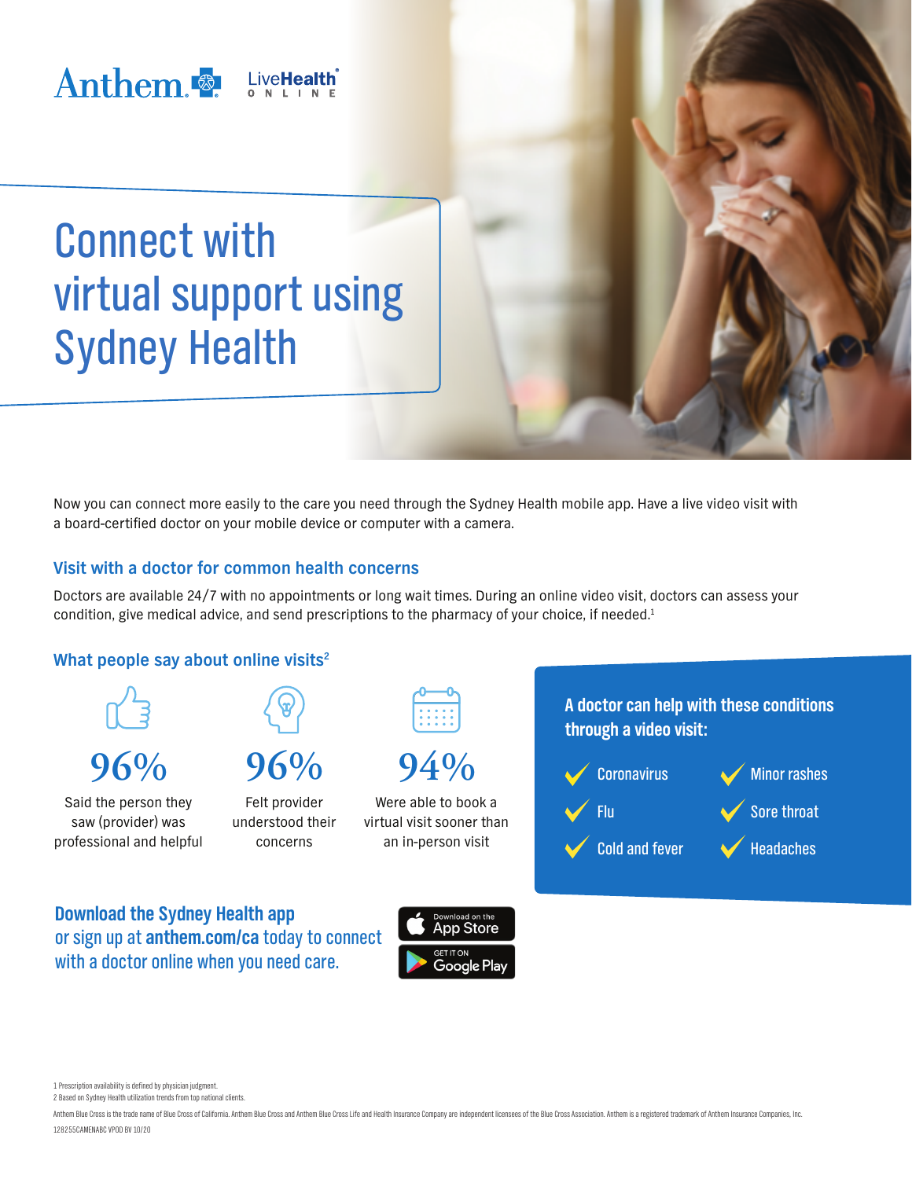Anthem. LiveHealth ONLINE

# Connect with virtual support using Sydney Health

Now you can connect more easily to the care you need through the Sydney Health mobile app. Have a live video visit with a board-certified doctor on your mobile device or computer with a camera.

## Visit with a doctor for common health concerns

Doctors are available 24/7 with no appointments or long wait times. During an online video visit, doctors can assess your condition, give medical advice, and send prescriptions to the pharmacy of your choice, if needed.[1]

## What people say about online visits[2]

**96%**
Said the person they saw (provider) was professional and helpful

**96%**
Felt provider understood their concerns

**94%**
Were able to book a virtual visit sooner than an in-person visit

### A doctor can help with these conditions through a video visit:

- Coronavirus
- Flu
- Cold and fever
- Minor rashes
- Sore throat
- Headaches

**Download the Sydney Health app** or sign up at **anthem.com/ca** today to connect with a doctor online when you need care.

Download on the App Store
GET IT ON Google Play

1 Prescription availability is defined by physician judgment.
2 Based on Sydney Health utilization trends from top national clients.

Anthem Blue Cross is the trade name of Blue Cross of California. Anthem Blue Cross and Anthem Blue Cross Life and Health Insurance Company are independent licensees of the Blue Cross Association. Anthem is a registered trademark of Anthem Insurance Companies, Inc.

128255CAMENABC VPOD BV 10/20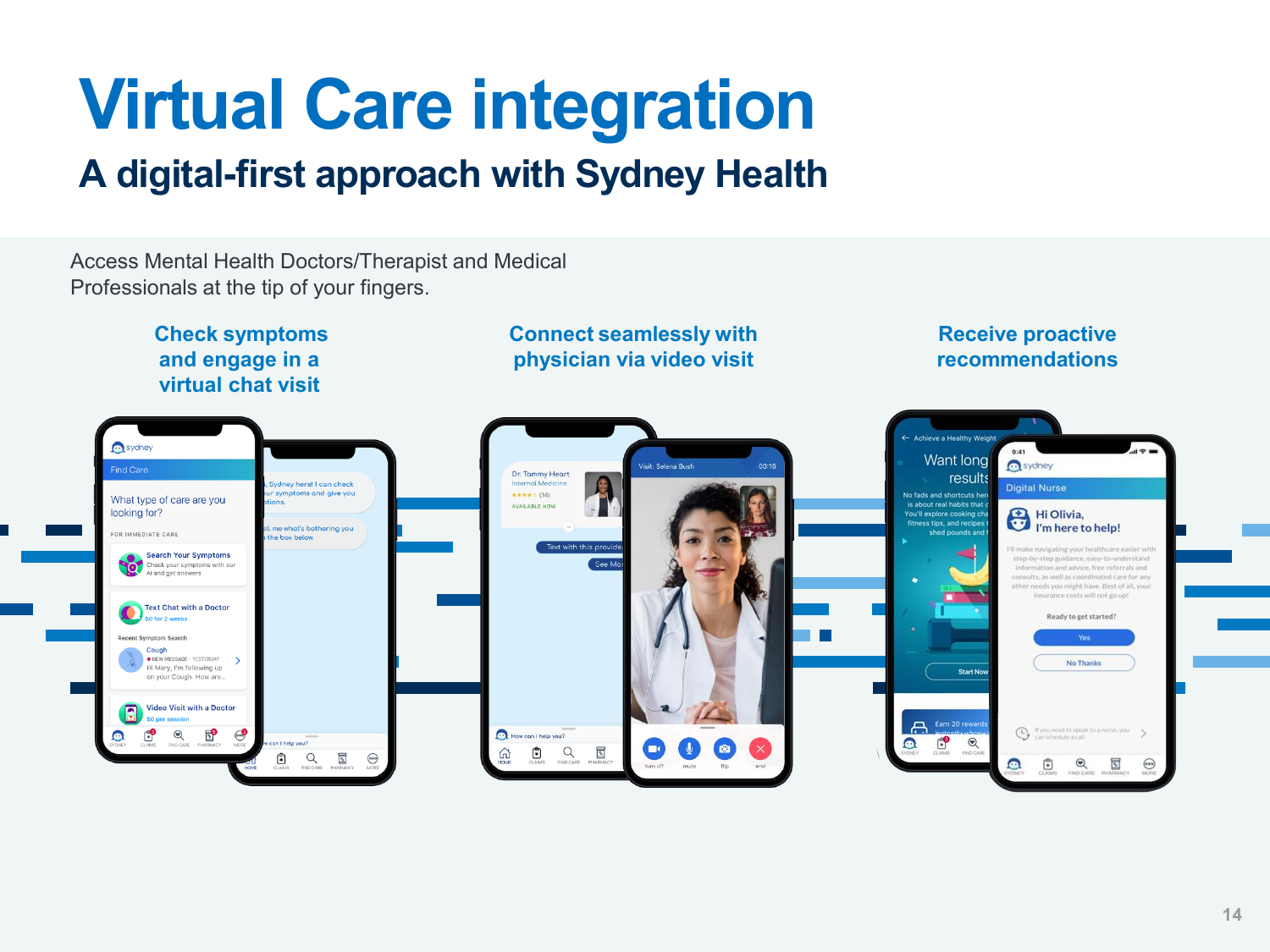# Virtual Care integration

## A digital-first approach with Sydney Health

Access Mental Health Doctors/Therapist and Medical Professionals at the tip of your fingers.

### Check symptoms and engage in a virtual chat visit

### Connect seamlessly with physician via video visit

### Receive proactive recommendations